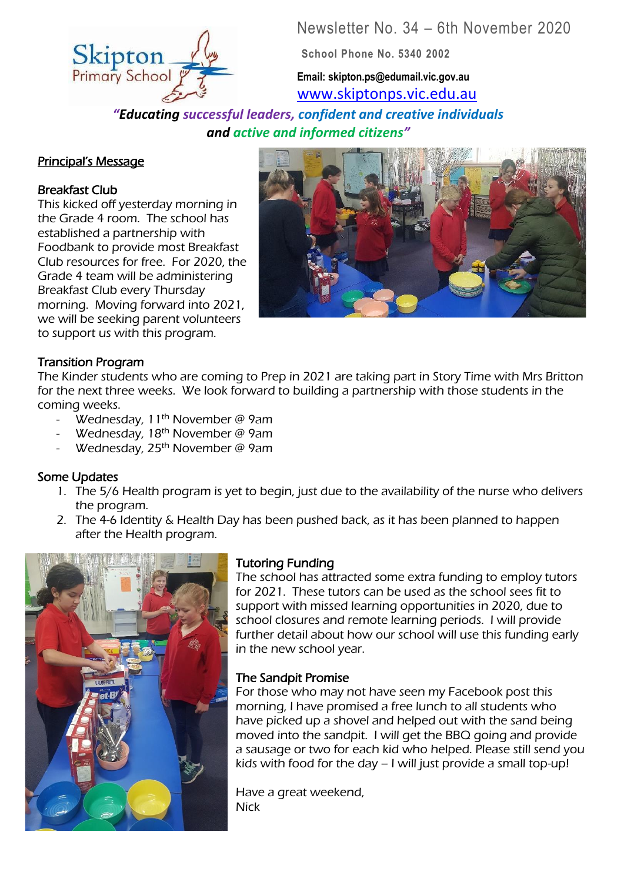Skipton Primary School

# Newsletter No. 34 – 6th November 2020

**School Phone No. 5340 2002**

**Email: skipton.ps@edumail.vic.gov.au**

www.skiptonps.vic.edu.au

***"Educating successful leaders, confident and creative individuals and active and informed citizens"***

## Principal's Message

### Breakfast Club

This kicked off yesterday morning in the Grade 4 room. The school has established a partnership with Foodbank to provide most Breakfast Club resources for free. For 2020, the Grade 4 team will be administering Breakfast Club every Thursday morning. Moving forward into 2021, we will be seeking parent volunteers to support us with this program.

### Transition Program

The Kinder students who are coming to Prep in 2021 are taking part in Story Time with Mrs Britton for the next three weeks. We look forward to building a partnership with those students in the coming weeks.

- Wednesday, 11th November @ 9am
- Wednesday, 18th November @ 9am
- Wednesday, 25th November @ 9am

### Some Updates

1. The 5/6 Health program is yet to begin, just due to the availability of the nurse who delivers the program.
2. The 4-6 Identity & Health Day has been pushed back, as it has been planned to happen after the Health program.

### Tutoring Funding

The school has attracted some extra funding to employ tutors for 2021. These tutors can be used as the school sees fit to support with missed learning opportunities in 2020, due to school closures and remote learning periods. I will provide further detail about how our school will use this funding early in the new school year.

### The Sandpit Promise

For those who may not have seen my Facebook post this morning, I have promised a free lunch to all students who have picked up a shovel and helped out with the sand being moved into the sandpit. I will get the BBQ going and provide a sausage or two for each kid who helped. Please still send you kids with food for the day – I will just provide a small top-up!

Have a great weekend,
Nick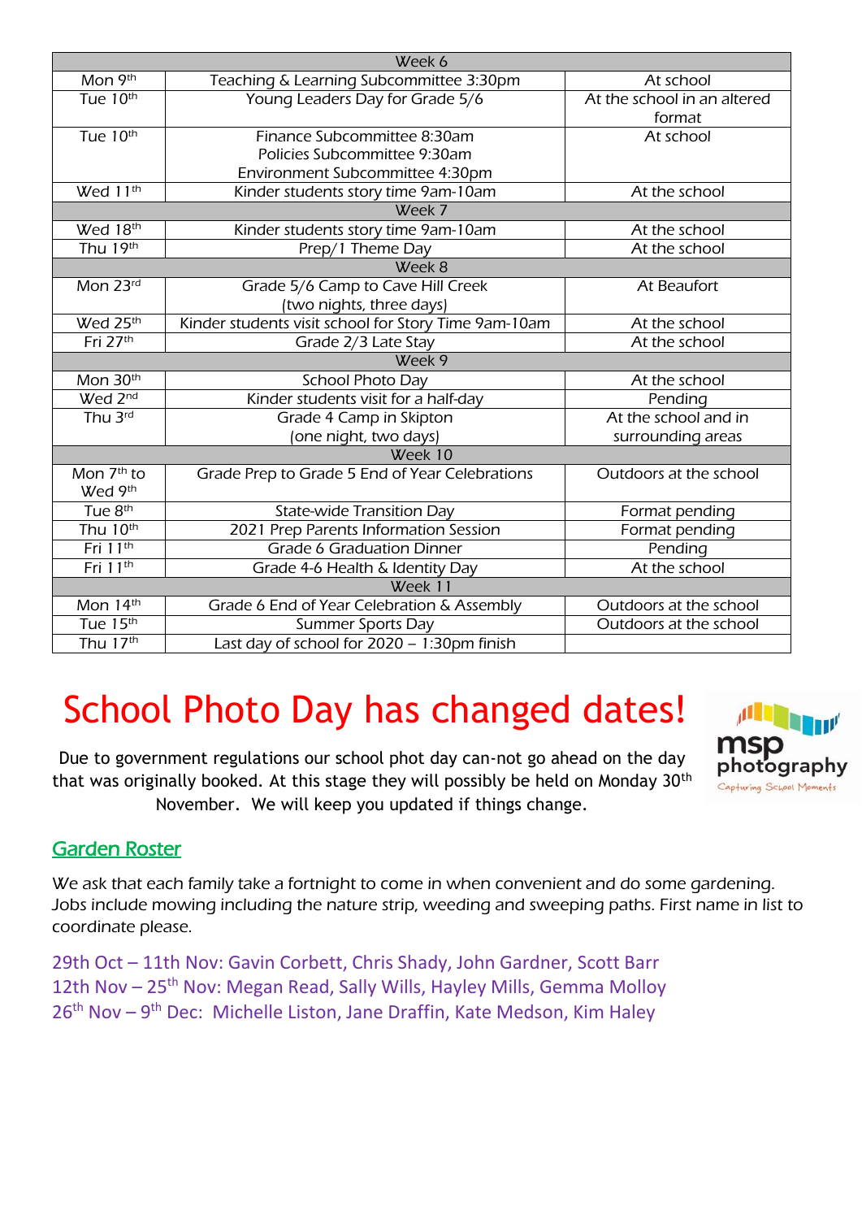| | | |
|---|---|---|
| Week 6 | | |
| Mon 9th | Teaching & Learning Subcommittee 3:30pm | At school |
| Tue 10th | Young Leaders Day for Grade 5/6 | At the school in an altered format |
| Tue 10th | Finance Subcommittee 8:30am<br>Policies Subcommittee 9:30am<br>Environment Subcommittee 4:30pm | At school |
| Wed 11th | Kinder students story time 9am-10am | At the school |
| Week 7 | | |
| Wed 18th | Kinder students story time 9am-10am | At the school |
| Thu 19th | Prep/1 Theme Day | At the school |
| Week 8 | | |
| Mon 23rd | Grade 5/6 Camp to Cave Hill Creek (two nights, three days) | At Beaufort |
| Wed 25th | Kinder students visit school for Story Time 9am-10am | At the school |
| Fri 27th | Grade 2/3 Late Stay | At the school |
| Week 9 | | |
| Mon 30th | School Photo Day | At the school |
| Wed 2nd | Kinder students visit for a half-day | Pending |
| Thu 3rd | Grade 4 Camp in Skipton (one night, two days) | At the school and in surrounding areas |
| Week 10 | | |
| Mon 7th to Wed 9th | Grade Prep to Grade 5 End of Year Celebrations | Outdoors at the school |
| Tue 8th | State-wide Transition Day | Format pending |
| Thu 10th | 2021 Prep Parents Information Session | Format pending |
| Fri 11th | Grade 6 Graduation Dinner | Pending |
| Fri 11th | Grade 4-6 Health & Identity Day | At the school |
| Week 11 | | |
| Mon 14th | Grade 6 End of Year Celebration & Assembly | Outdoors at the school |
| Tue 15th | Summer Sports Day | Outdoors at the school |
| Thu 17th | Last day of school for 2020 – 1:30pm finish | |

# School Photo Day has changed dates!

msp photography
Capturing School Moments

Due to government regulations our school phot day can-not go ahead on the day that was originally booked. At this stage they will possibly be held on Monday 30th November. We will keep you updated if things change.

## Garden Roster

*We ask that each family take a fortnight to come in when convenient and do some gardening. Jobs include mowing including the nature strip, weeding and sweeping paths. First name in list to coordinate please.*

29th Oct – 11th Nov: Gavin Corbett, Chris Shady, John Gardner, Scott Barr
12th Nov – 25th Nov: Megan Read, Sally Wills, Hayley Mills, Gemma Molloy
26th Nov – 9th Dec: Michelle Liston, Jane Draffin, Kate Medson, Kim Haley